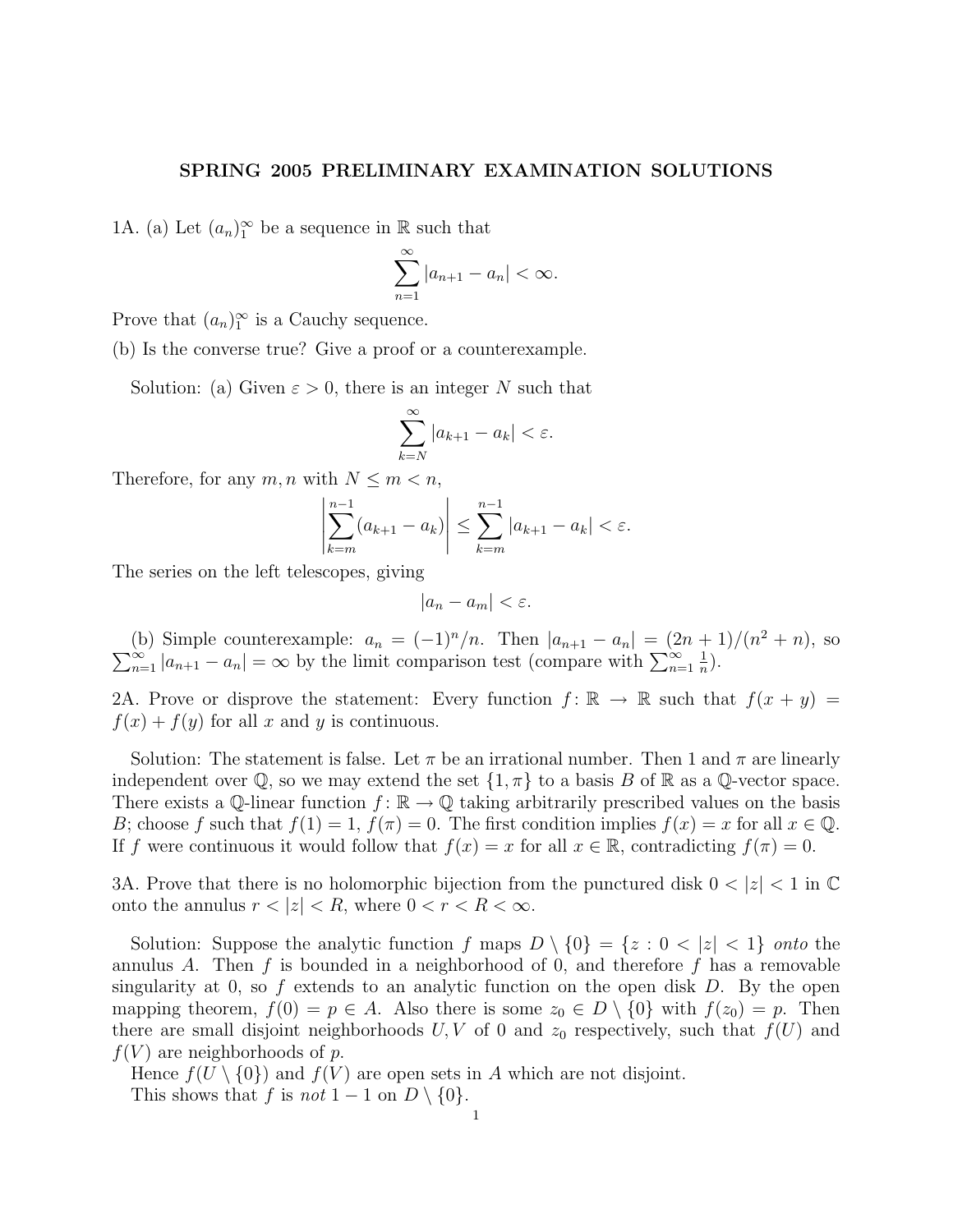# SPRING 2005 PRELIMINARY EXAMINATION SOLUTIONS

1A. (a) Let $(a_n)_1^\infty$ be a sequence in $\mathbb{R}$ such that

$$\sum_{n=1}^{\infty} |a_{n+1} - a_n| < \infty.$$

Prove that $(a_n)_1^\infty$ is a Cauchy sequence.

(b) Is the converse true? Give a proof or a counterexample.

Solution: (a) Given $\varepsilon > 0$, there is an integer $N$ such that

$$\sum_{k=N}^{\infty} |a_{k+1} - a_k| < \varepsilon.$$

Therefore, for any $m, n$ with $N \le m < n$,

$$\left| \sum_{k=m}^{n-1} (a_{k+1} - a_k) \right| \le \sum_{k=m}^{n-1} |a_{k+1} - a_k| < \varepsilon.$$

The series on the left telescopes, giving

$$|a_n - a_m| < \varepsilon.$$

(b) Simple counterexample: $a_n = (-1)^n/n$. Then $|a_{n+1} - a_n| = (2n+1)/(n^2+n)$, so $\sum_{n=1}^\infty |a_{n+1} - a_n| = \infty$ by the limit comparison test (compare with $\sum_{n=1}^\infty \frac{1}{n}$).

2A. Prove or disprove the statement: Every function $f\colon \mathbb{R} \to \mathbb{R}$ such that $f(x+y) = f(x) + f(y)$ for all $x$ and $y$ is continuous.

Solution: The statement is false. Let $\pi$ be an irrational number. Then 1 and $\pi$ are linearly independent over $\mathbb{Q}$, so we may extend the set $\{1, \pi\}$ to a basis $B$ of $\mathbb{R}$ as a $\mathbb{Q}$-vector space. There exists a $\mathbb{Q}$-linear function $f\colon \mathbb{R} \to \mathbb{Q}$ taking arbitrarily prescribed values on the basis $B$; choose $f$ such that $f(1) = 1$, $f(\pi) = 0$. The first condition implies $f(x) = x$ for all $x \in \mathbb{Q}$. If $f$ were continuous it would follow that $f(x) = x$ for all $x \in \mathbb{R}$, contradicting $f(\pi) = 0$.

3A. Prove that there is no holomorphic bijection from the punctured disk $0 < |z| < 1$ in $\mathbb{C}$ onto the annulus $r < |z| < R$, where $0 < r < R < \infty$.

Solution: Suppose the analytic function $f$ maps $D \setminus \{0\} = \{z : 0 < |z| < 1\}$ *onto* the annulus $A$. Then $f$ is bounded in a neighborhood of 0, and therefore $f$ has a removable singularity at 0, so $f$ extends to an analytic function on the open disk $D$. By the open mapping theorem, $f(0) = p \in A$. Also there is some $z_0 \in D \setminus \{0\}$ with $f(z_0) = p$. Then there are small disjoint neighborhoods $U, V$ of 0 and $z_0$ respectively, such that $f(U)$ and $f(V)$ are neighborhoods of $p$.

Hence $f(U \setminus \{0\})$ and $f(V)$ are open sets in $A$ which are not disjoint.

This shows that $f$ is *not* $1-1$ on $D \setminus \{0\}$.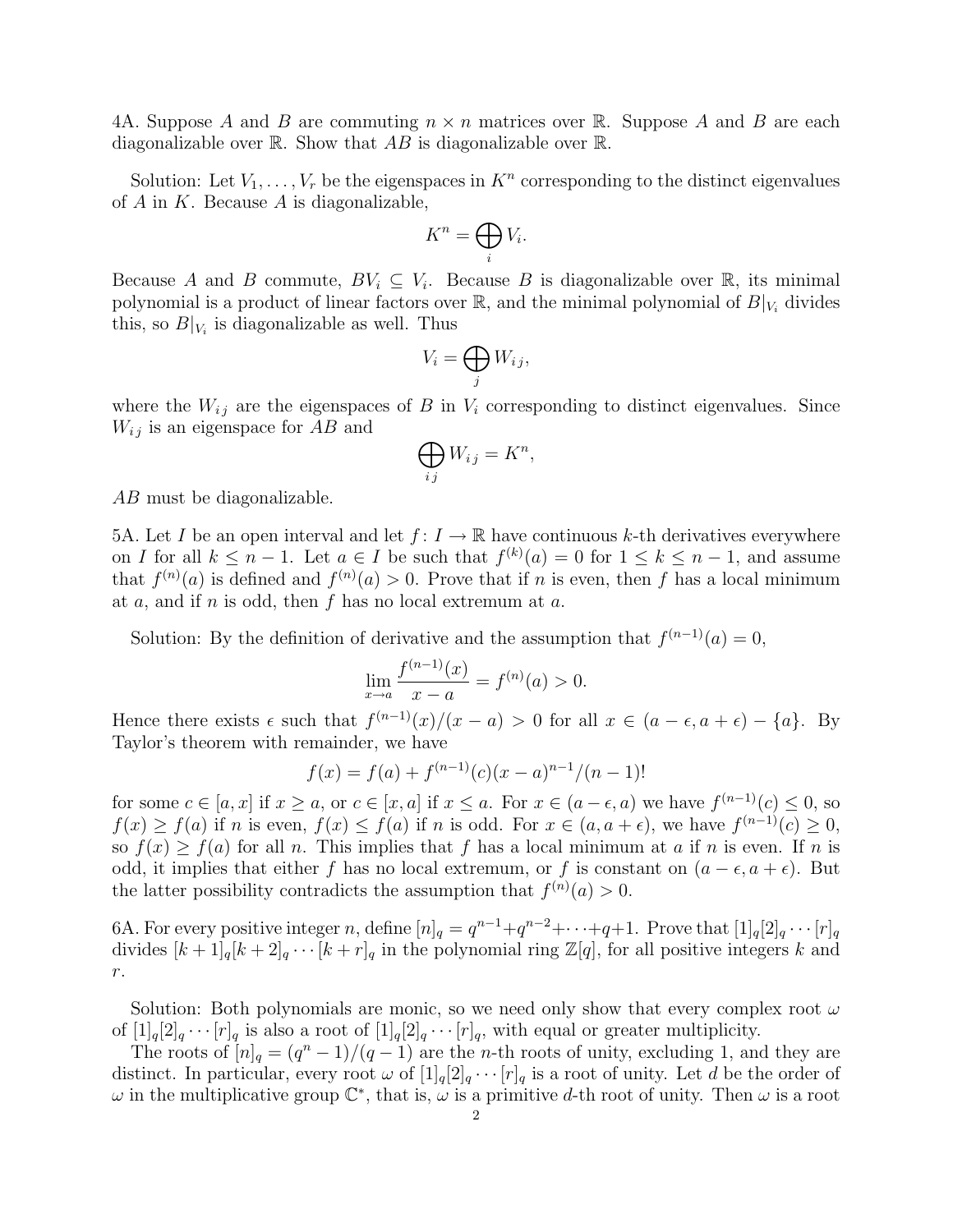4A. Suppose $A$ and $B$ are commuting $n \times n$ matrices over $\mathbb{R}$. Suppose $A$ and $B$ are each diagonalizable over $\mathbb{R}$. Show that $AB$ is diagonalizable over $\mathbb{R}$.

Solution: Let $V_1, \ldots, V_r$ be the eigenspaces in $K^n$ corresponding to the distinct eigenvalues of $A$ in $K$. Because $A$ is diagonalizable,

$$K^n = \bigoplus_i V_i.$$

Because $A$ and $B$ commute, $BV_i \subseteq V_i$. Because $B$ is diagonalizable over $\mathbb{R}$, its minimal polynomial is a product of linear factors over $\mathbb{R}$, and the minimal polynomial of $B|_{V_i}$ divides this, so $B|_{V_i}$ is diagonalizable as well. Thus

$$V_i = \bigoplus_j W_{ij},$$

where the $W_{ij}$ are the eigenspaces of $B$ in $V_i$ corresponding to distinct eigenvalues. Since $W_{ij}$ is an eigenspace for $AB$ and

$$\bigoplus_{ij} W_{ij} = K^n,$$

$AB$ must be diagonalizable.

5A. Let $I$ be an open interval and let $f\colon I \to \mathbb{R}$ have continuous $k$-th derivatives everywhere on $I$ for all $k \leq n-1$. Let $a \in I$ be such that $f^{(k)}(a) = 0$ for $1 \leq k \leq n-1$, and assume that $f^{(n)}(a)$ is defined and $f^{(n)}(a) > 0$. Prove that if $n$ is even, then $f$ has a local minimum at $a$, and if $n$ is odd, then $f$ has no local extremum at $a$.

Solution: By the definition of derivative and the assumption that $f^{(n-1)}(a) = 0$,

$$\lim_{x \to a} \frac{f^{(n-1)}(x)}{x - a} = f^{(n)}(a) > 0.$$

Hence there exists $\epsilon$ such that $f^{(n-1)}(x)/(x-a) > 0$ for all $x \in (a-\epsilon, a+\epsilon) - \{a\}$. By Taylor's theorem with remainder, we have

$$f(x) = f(a) + f^{(n-1)}(c)(x-a)^{n-1}/(n-1)!$$

for some $c \in [a, x]$ if $x \geq a$, or $c \in [x, a]$ if $x \leq a$. For $x \in (a - \epsilon, a)$ we have $f^{(n-1)}(c) \leq 0$, so $f(x) \geq f(a)$ if $n$ is even, $f(x) \leq f(a)$ if $n$ is odd. For $x \in (a, a+\epsilon)$, we have $f^{(n-1)}(c) \geq 0$, so $f(x) \geq f(a)$ for all $n$. This implies that $f$ has a local minimum at $a$ if $n$ is even. If $n$ is odd, it implies that either $f$ has no local extremum, or $f$ is constant on $(a-\epsilon, a+\epsilon)$. But the latter possibility contradicts the assumption that $f^{(n)}(a) > 0$.

6A. For every positive integer $n$, define $[n]_q = q^{n-1} + q^{n-2} + \cdots + q + 1$. Prove that $[1]_q[2]_q \cdots [r]_q$ divides $[k+1]_q[k+2]_q \cdots [k+r]_q$ in the polynomial ring $\mathbb{Z}[q]$, for all positive integers $k$ and $r$.

Solution: Both polynomials are monic, so we need only show that every complex root $\omega$ of $[1]_q[2]_q \cdots [r]_q$ is also a root of $[1]_q[2]_q \cdots [r]_q$, with equal or greater multiplicity.

The roots of $[n]_q = (q^n - 1)/(q-1)$ are the $n$-th roots of unity, excluding 1, and they are distinct. In particular, every root $\omega$ of $[1]_q[2]_q \cdots [r]_q$ is a root of unity. Let $d$ be the order of $\omega$ in the multiplicative group $\mathbb{C}^*$, that is, $\omega$ is a primitive $d$-th root of unity. Then $\omega$ is a root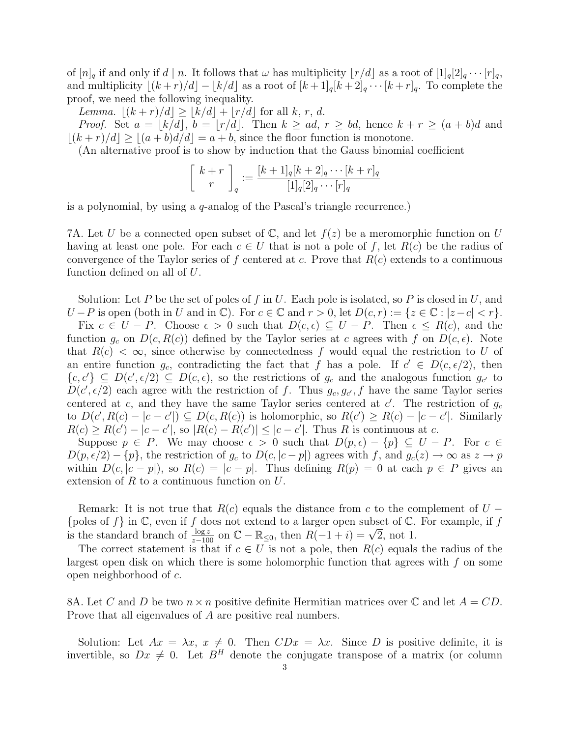of $[n]_q$ if and only if $d \mid n$. It follows that $\omega$ has multiplicity $\lfloor r/d \rfloor$ as a root of $[1]_q[2]_q \cdots [r]_q$, and multiplicity $\lfloor (k+r)/d \rfloor - \lfloor k/d \rfloor$ as a root of $[k+1]_q[k+2]_q \cdots [k+r]_q$. To complete the proof, we need the following inequality.

*Lemma.* $\lfloor (k+r)/d \rfloor \geq \lfloor k/d \rfloor + \lfloor r/d \rfloor$ for all $k$, $r$, $d$.

*Proof.* Set $a = \lfloor k/d \rfloor$, $b = \lfloor r/d \rfloor$. Then $k \geq ad$, $r \geq bd$, hence $k + r \geq (a+b)d$ and $\lfloor (k+r)/d \rfloor \geq \lfloor (a+b)d/d \rfloor = a + b$, since the floor function is monotone.

(An alternative proof is to show by induction that the Gauss binomial coefficient

$$\left[ \begin{array}{c} k+r \\ r \end{array} \right]_q := \frac{[k+1]_q[k+2]_q \cdots [k+r]_q}{[1]_q[2]_q \cdots [r]_q}$$

is a polynomial, by using a $q$-analog of the Pascal's triangle recurrence.)

7A. Let $U$ be a connected open subset of $\mathbb{C}$, and let $f(z)$ be a meromorphic function on $U$ having at least one pole. For each $c \in U$ that is not a pole of $f$, let $R(c)$ be the radius of convergence of the Taylor series of $f$ centered at $c$. Prove that $R(c)$ extends to a continuous function defined on all of $U$.

Solution: Let $P$ be the set of poles of $f$ in $U$. Each pole is isolated, so $P$ is closed in $U$, and $U - P$ is open (both in $U$ and in $\mathbb{C}$). For $c \in \mathbb{C}$ and $r > 0$, let $D(c, r) := \{z \in \mathbb{C} : |z - c| < r\}$.

Fix $c \in U - P$. Choose $\epsilon > 0$ such that $D(c, \epsilon) \subseteq U - P$. Then $\epsilon \leq R(c)$, and the function $g_c$ on $D(c, R(c))$ defined by the Taylor series at $c$ agrees with $f$ on $D(c, \epsilon)$. Note that $R(c) < \infty$, since otherwise by connectedness $f$ would equal the restriction to $U$ of an entire function $g_c$, contradicting the fact that $f$ has a pole. If $c' \in D(c, \epsilon/2)$, then $\{c, c'\} \subseteq D(c', \epsilon/2) \subseteq D(c, \epsilon)$, so the restrictions of $g_c$ and the analogous function $g_{c'}$ to $D(c', \epsilon/2)$ each agree with the restriction of $f$. Thus $g_c, g_{c'}, f$ have the same Taylor series centered at $c$, and they have the same Taylor series centered at $c'$. The restriction of $g_c$ to $D(c', R(c) - |c - c'|) \subseteq D(c, R(c))$ is holomorphic, so $R(c') \geq R(c) - |c - c'|$. Similarly $R(c) \geq R(c') - |c - c'|$, so $|R(c) - R(c')| \leq |c - c'|$. Thus $R$ is continuous at $c$.

Suppose $p \in P$. We may choose $\epsilon > 0$ such that $D(p, \epsilon) - \{p\} \subseteq U - P$. For $c \in D(p, \epsilon/2) - \{p\}$, the restriction of $g_c$ to $D(c, |c - p|)$ agrees with $f$, and $g_c(z) \to \infty$ as $z \to p$ within $D(c, |c - p|)$, so $R(c) = |c - p|$. Thus defining $R(p) = 0$ at each $p \in P$ gives an extension of $R$ to a continuous function on $U$.

Remark: It is not true that $R(c)$ equals the distance from $c$ to the complement of $U - \{\text{poles of } f\}$ in $\mathbb{C}$, even if $f$ does not extend to a larger open subset of $\mathbb{C}$. For example, if $f$ is the standard branch of $\frac{\log z}{z - 100}$ on $\mathbb{C} - \mathbb{R}_{\leq 0}$, then $R(-1 + i) = \sqrt{2}$, not 1.

The correct statement is that if $c \in U$ is not a pole, then $R(c)$ equals the radius of the largest open disk on which there is some holomorphic function that agrees with $f$ on some open neighborhood of $c$.

8A. Let $C$ and $D$ be two $n \times n$ positive definite Hermitian matrices over $\mathbb{C}$ and let $A = CD$. Prove that all eigenvalues of $A$ are positive real numbers.

Solution: Let $Ax = \lambda x$, $x \neq 0$. Then $CDx = \lambda x$. Since $D$ is positive definite, it is invertible, so $Dx \neq 0$. Let $B^H$ denote the conjugate transpose of a matrix (or column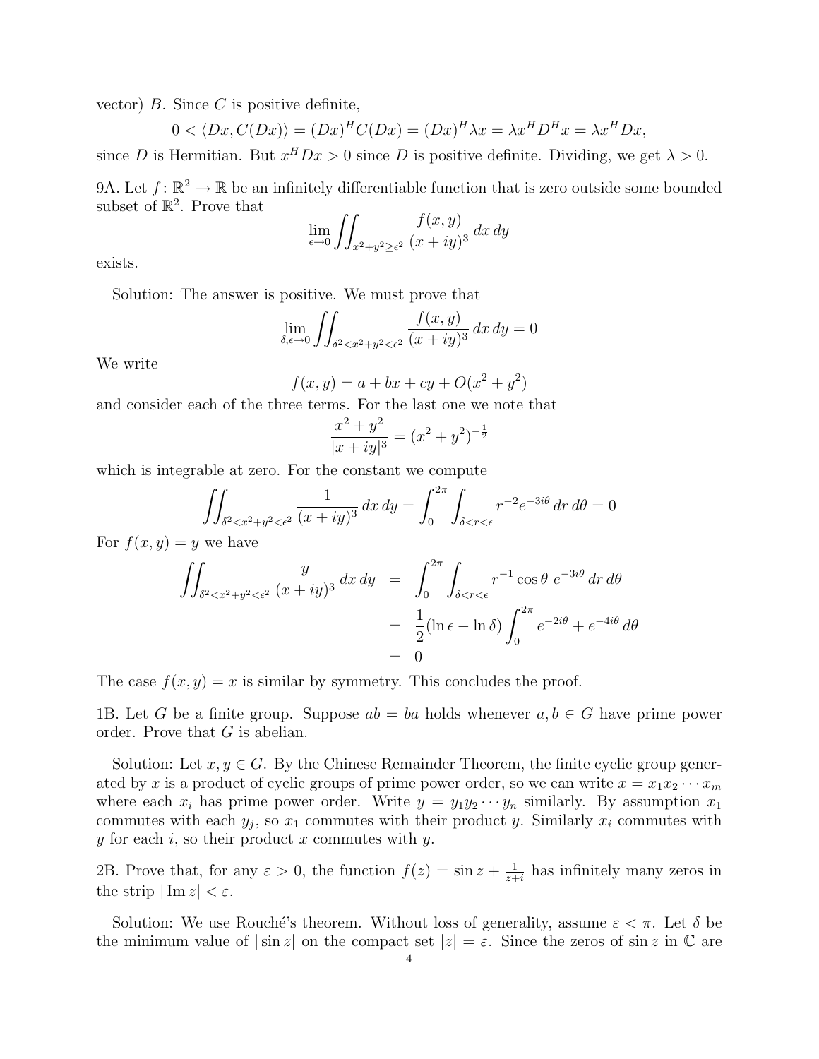vector) $B$. Since $C$ is positive definite,

$$0 < \langle Dx, C(Dx) \rangle = (Dx)^H C(Dx) = (Dx)^H \lambda x = \lambda x^H D^H x = \lambda x^H Dx,$$

since $D$ is Hermitian. But $x^H Dx > 0$ since $D$ is positive definite. Dividing, we get $\lambda > 0$.

9A. Let $f\colon \mathbb{R}^2 \to \mathbb{R}$ be an infinitely differentiable function that is zero outside some bounded subset of $\mathbb{R}^2$. Prove that

$$\lim_{\epsilon \to 0} \iint_{x^2+y^2 \geq \epsilon^2} \frac{f(x,y)}{(x+iy)^3}\, dx\, dy$$

exists.

Solution: The answer is positive. We must prove that

$$\lim_{\delta, \epsilon \to 0} \iint_{\delta^2 < x^2+y^2 < \epsilon^2} \frac{f(x,y)}{(x+iy)^3}\, dx\, dy = 0$$

We write

$$f(x,y) = a + bx + cy + O(x^2+y^2)$$

and consider each of the three terms. For the last one we note that

$$\frac{x^2+y^2}{|x+iy|^3} = (x^2+y^2)^{-\frac{1}{2}}$$

which is integrable at zero. For the constant we compute

$$\iint_{\delta^2 < x^2+y^2 < \epsilon^2} \frac{1}{(x+iy)^3}\, dx\, dy = \int_0^{2\pi} \int_{\delta < r < \epsilon} r^{-2} e^{-3i\theta}\, dr\, d\theta = 0$$

For $f(x,y) = y$ we have

$$\begin{aligned}
\iint_{\delta^2 < x^2+y^2 < \epsilon^2} \frac{y}{(x+iy)^3}\, dx\, dy &= \int_0^{2\pi} \int_{\delta < r < \epsilon} r^{-1} \cos\theta\ e^{-3i\theta}\, dr\, d\theta \\
&= \frac{1}{2}(\ln\epsilon - \ln\delta) \int_0^{2\pi} e^{-2i\theta} + e^{-4i\theta}\, d\theta \\
&= 0
\end{aligned}$$

The case $f(x,y) = x$ is similar by symmetry. This concludes the proof.

1B. Let $G$ be a finite group. Suppose $ab = ba$ holds whenever $a, b \in G$ have prime power order. Prove that $G$ is abelian.

Solution: Let $x, y \in G$. By the Chinese Remainder Theorem, the finite cyclic group generated by $x$ is a product of cyclic groups of prime power order, so we can write $x = x_1 x_2 \cdots x_m$ where each $x_i$ has prime power order. Write $y = y_1 y_2 \cdots y_n$ similarly. By assumption $x_1$ commutes with each $y_j$, so $x_1$ commutes with their product $y$. Similarly $x_i$ commutes with $y$ for each $i$, so their product $x$ commutes with $y$.

2B. Prove that, for any $\varepsilon > 0$, the function $f(z) = \sin z + \frac{1}{z+i}$ has infinitely many zeros in the strip $|\operatorname{Im} z| < \varepsilon$.

Solution: We use Rouché's theorem. Without loss of generality, assume $\varepsilon < \pi$. Let $\delta$ be the minimum value of $|\sin z|$ on the compact set $|z| = \varepsilon$. Since the zeros of $\sin z$ in $\mathbb{C}$ are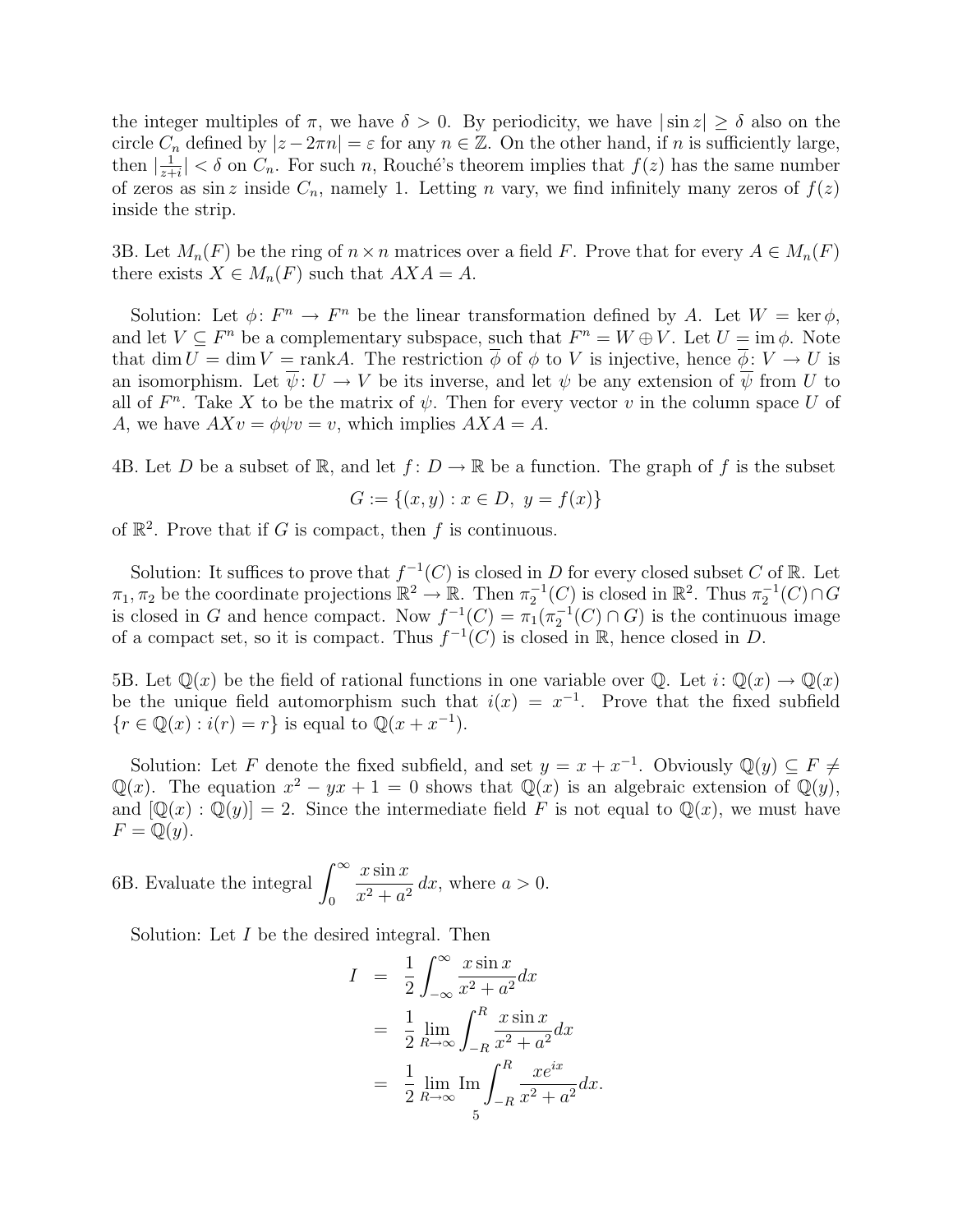the integer multiples of $\pi$, we have $\delta > 0$. By periodicity, we have $|\sin z| \geq \delta$ also on the circle $C_n$ defined by $|z - 2\pi n| = \varepsilon$ for any $n \in \mathbb{Z}$. On the other hand, if $n$ is sufficiently large, then $|\frac{1}{z+i}| < \delta$ on $C_n$. For such $n$, Rouché's theorem implies that $f(z)$ has the same number of zeros as $\sin z$ inside $C_n$, namely 1. Letting $n$ vary, we find infinitely many zeros of $f(z)$ inside the strip.

3B. Let $M_n(F)$ be the ring of $n \times n$ matrices over a field $F$. Prove that for every $A \in M_n(F)$ there exists $X \in M_n(F)$ such that $AXA = A$.

Solution: Let $\phi \colon F^n \to F^n$ be the linear transformation defined by $A$. Let $W = \ker \phi$, and let $V \subseteq F^n$ be a complementary subspace, such that $F^n = W \oplus V$. Let $U = \operatorname{im} \phi$. Note that $\dim U = \dim V = \operatorname{rank} A$. The restriction $\overline{\phi}$ of $\phi$ to $V$ is injective, hence $\overline{\phi} \colon V \to U$ is an isomorphism. Let $\overline{\psi} \colon U \to V$ be its inverse, and let $\psi$ be any extension of $\overline{\psi}$ from $U$ to all of $F^n$. Take $X$ to be the matrix of $\psi$. Then for every vector $v$ in the column space $U$ of $A$, we have $AXv = \phi\psi v = v$, which implies $AXA = A$.

4B. Let $D$ be a subset of $\mathbb{R}$, and let $f \colon D \to \mathbb{R}$ be a function. The graph of $f$ is the subset

$$G := \{(x, y) : x \in D,\ y = f(x)\}$$

of $\mathbb{R}^2$. Prove that if $G$ is compact, then $f$ is continuous.

Solution: It suffices to prove that $f^{-1}(C)$ is closed in $D$ for every closed subset $C$ of $\mathbb{R}$. Let $\pi_1, \pi_2$ be the coordinate projections $\mathbb{R}^2 \to \mathbb{R}$. Then $\pi_2^{-1}(C)$ is closed in $\mathbb{R}^2$. Thus $\pi_2^{-1}(C) \cap G$ is closed in $G$ and hence compact. Now $f^{-1}(C) = \pi_1(\pi_2^{-1}(C) \cap G)$ is the continuous image of a compact set, so it is compact. Thus $f^{-1}(C)$ is closed in $\mathbb{R}$, hence closed in $D$.

5B. Let $\mathbb{Q}(x)$ be the field of rational functions in one variable over $\mathbb{Q}$. Let $i \colon \mathbb{Q}(x) \to \mathbb{Q}(x)$ be the unique field automorphism such that $i(x) = x^{-1}$. Prove that the fixed subfield $\{r \in \mathbb{Q}(x) : i(r) = r\}$ is equal to $\mathbb{Q}(x + x^{-1})$.

Solution: Let $F$ denote the fixed subfield, and set $y = x + x^{-1}$. Obviously $\mathbb{Q}(y) \subseteq F \neq \mathbb{Q}(x)$. The equation $x^2 - yx + 1 = 0$ shows that $\mathbb{Q}(x)$ is an algebraic extension of $\mathbb{Q}(y)$, and $[\mathbb{Q}(x) : \mathbb{Q}(y)] = 2$. Since the intermediate field $F$ is not equal to $\mathbb{Q}(x)$, we must have $F = \mathbb{Q}(y)$.

6B. Evaluate the integral $\displaystyle\int_0^\infty \frac{x \sin x}{x^2 + a^2}\, dx$, where $a > 0$.

Solution: Let $I$ be the desired integral. Then

$$\begin{aligned}
I &= \frac{1}{2} \int_{-\infty}^{\infty} \frac{x \sin x}{x^2 + a^2} dx \\
&= \frac{1}{2} \lim_{R \to \infty} \int_{-R}^{R} \frac{x \sin x}{x^2 + a^2} dx \\
&= \frac{1}{2} \lim_{R \to \infty} \operatorname{Im} \int_{-R}^{R} \frac{x e^{ix}}{x^2 + a^2} dx.
\end{aligned}$$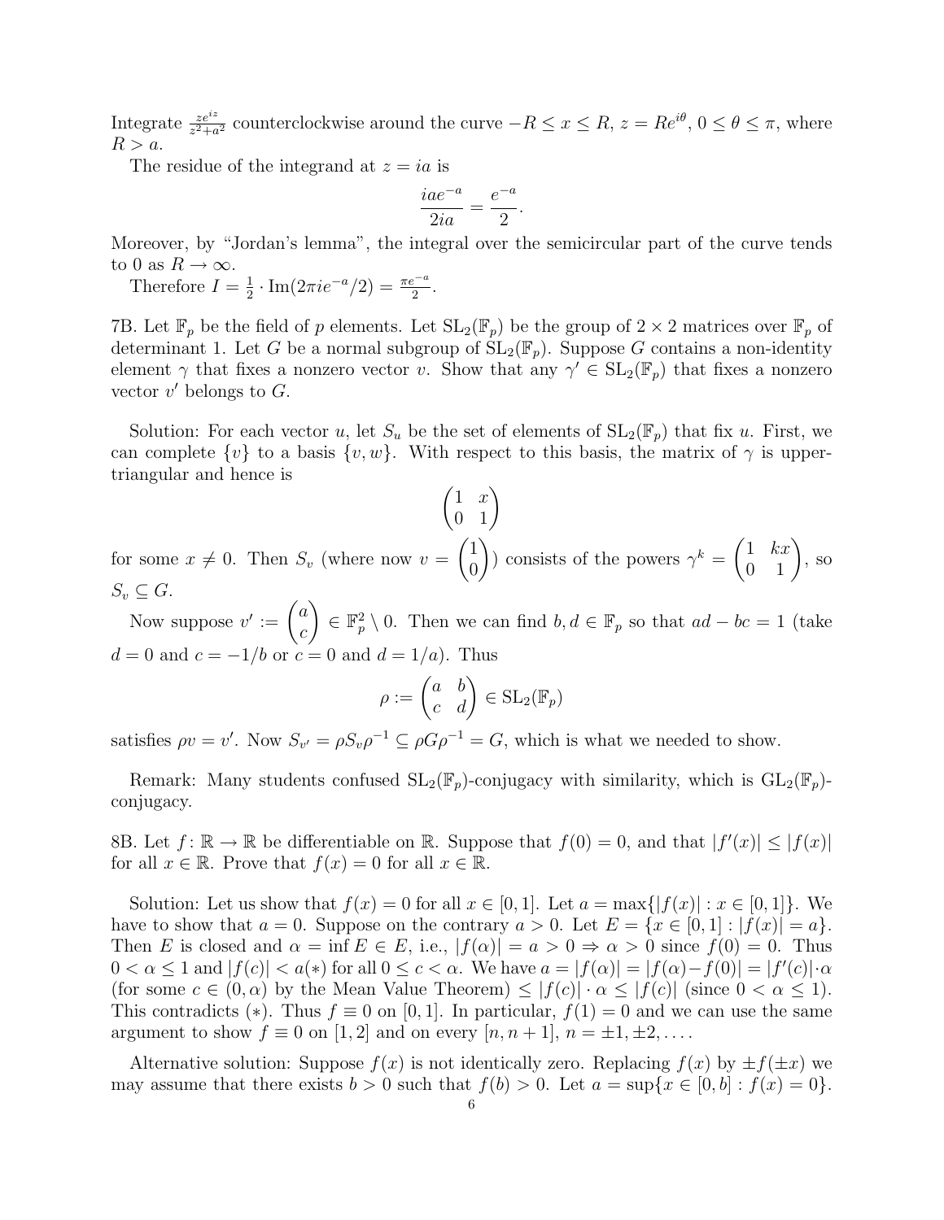Integrate $\frac{ze^{iz}}{z^2+a^2}$ counterclockwise around the curve $-R \le x \le R$, $z = Re^{i\theta}$, $0 \le \theta \le \pi$, where $R > a$.

The residue of the integrand at $z = ia$ is

$$\frac{iae^{-a}}{2ia} = \frac{e^{-a}}{2}.$$

Moreover, by "Jordan's lemma", the integral over the semicircular part of the curve tends to 0 as $R \to \infty$.

Therefore $I = \frac{1}{2} \cdot \mathrm{Im}(2\pi i e^{-a}/2) = \frac{\pi e^{-a}}{2}$.

7B. Let $\mathbb{F}_p$ be the field of $p$ elements. Let $\mathrm{SL}_2(\mathbb{F}_p)$ be the group of $2 \times 2$ matrices over $\mathbb{F}_p$ of determinant 1. Let $G$ be a normal subgroup of $\mathrm{SL}_2(\mathbb{F}_p)$. Suppose $G$ contains a non-identity element $\gamma$ that fixes a nonzero vector $v$. Show that any $\gamma' \in \mathrm{SL}_2(\mathbb{F}_p)$ that fixes a nonzero vector $v'$ belongs to $G$.

Solution: For each vector $u$, let $S_u$ be the set of elements of $\mathrm{SL}_2(\mathbb{F}_p)$ that fix $u$. First, we can complete $\{v\}$ to a basis $\{v, w\}$. With respect to this basis, the matrix of $\gamma$ is upper-triangular and hence is

$$\begin{pmatrix} 1 & x \\ 0 & 1 \end{pmatrix}$$

for some $x \ne 0$. Then $S_v$ (where now $v = \begin{pmatrix} 1 \\ 0 \end{pmatrix}$) consists of the powers $\gamma^k = \begin{pmatrix} 1 & kx \\ 0 & 1 \end{pmatrix}$, so $S_v \subseteq G$.

Now suppose $v' := \begin{pmatrix} a \\ c \end{pmatrix} \in \mathbb{F}_p^2 \setminus 0$. Then we can find $b, d \in \mathbb{F}_p$ so that $ad - bc = 1$ (take $d = 0$ and $c = -1/b$ or $c = 0$ and $d = 1/a$). Thus

$$\rho := \begin{pmatrix} a & b \\ c & d \end{pmatrix} \in \mathrm{SL}_2(\mathbb{F}_p)$$

satisfies $\rho v = v'$. Now $S_{v'} = \rho S_v \rho^{-1} \subseteq \rho G \rho^{-1} = G$, which is what we needed to show.

Remark: Many students confused $\mathrm{SL}_2(\mathbb{F}_p)$-conjugacy with similarity, which is $\mathrm{GL}_2(\mathbb{F}_p)$-conjugacy.

8B. Let $f\colon \mathbb{R} \to \mathbb{R}$ be differentiable on $\mathbb{R}$. Suppose that $f(0) = 0$, and that $|f'(x)| \le |f(x)|$ for all $x \in \mathbb{R}$. Prove that $f(x) = 0$ for all $x \in \mathbb{R}$.

Solution: Let us show that $f(x) = 0$ for all $x \in [0, 1]$. Let $a = \max\{|f(x)| : x \in [0, 1]\}$. We have to show that $a = 0$. Suppose on the contrary $a > 0$. Let $E = \{x \in [0, 1] : |f(x)| = a\}$. Then $E$ is closed and $\alpha = \inf E \in E$, i.e., $|f(\alpha)| = a > 0 \Rightarrow \alpha > 0$ since $f(0) = 0$. Thus $0 < \alpha \le 1$ and $|f(c)| < a (*)$ for all $0 \le c < \alpha$. We have $a = |f(\alpha)| = |f(\alpha) - f(0)| = |f'(c)| \cdot \alpha$ (for some $c \in (0, \alpha)$ by the Mean Value Theorem) $\le |f(c)| \cdot \alpha \le |f(c)|$ (since $0 < \alpha \le 1$). This contradicts $(*)$. Thus $f \equiv 0$ on $[0, 1]$. In particular, $f(1) = 0$ and we can use the same argument to show $f \equiv 0$ on $[1, 2]$ and on every $[n, n+1]$, $n = \pm 1, \pm 2, \ldots$.

Alternative solution: Suppose $f(x)$ is not identically zero. Replacing $f(x)$ by $\pm f(\pm x)$ we may assume that there exists $b > 0$ such that $f(b) > 0$. Let $a = \sup\{x \in [0, b] : f(x) = 0\}$.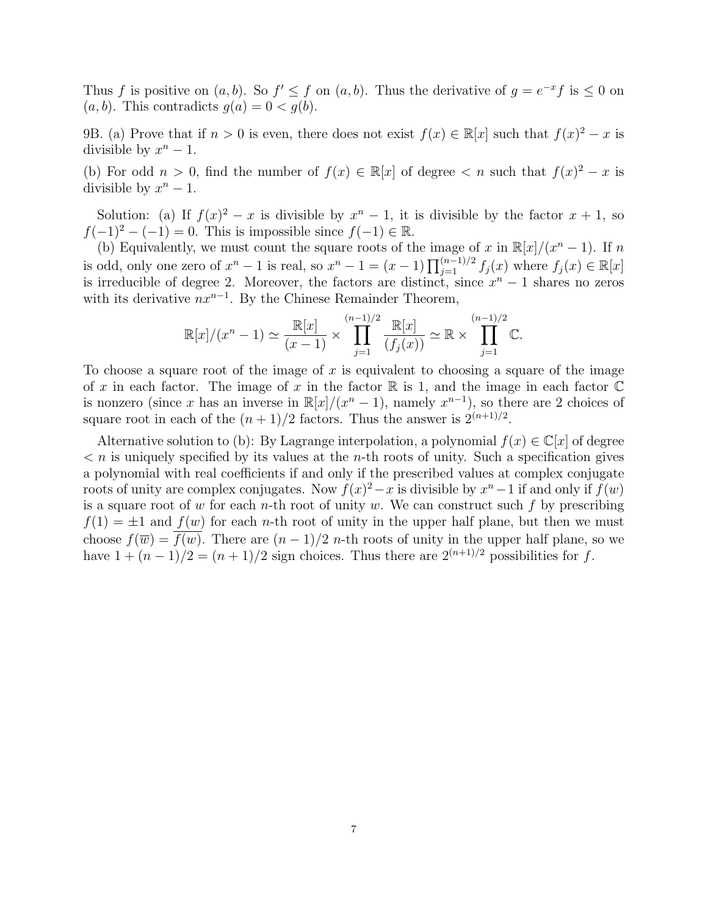Thus $f$ is positive on $(a, b)$. So $f' \leq f$ on $(a, b)$. Thus the derivative of $g = e^{-x} f$ is $\leq 0$ on $(a, b)$. This contradicts $g(a) = 0 < g(b)$.

9B. (a) Prove that if $n > 0$ is even, there does not exist $f(x) \in \mathbb{R}[x]$ such that $f(x)^2 - x$ is divisible by $x^n - 1$.

(b) For odd $n > 0$, find the number of $f(x) \in \mathbb{R}[x]$ of degree $< n$ such that $f(x)^2 - x$ is divisible by $x^n - 1$.

Solution: (a) If $f(x)^2 - x$ is divisible by $x^n - 1$, it is divisible by the factor $x + 1$, so $f(-1)^2 - (-1) = 0$. This is impossible since $f(-1) \in \mathbb{R}$.

(b) Equivalently, we must count the square roots of the image of $x$ in $\mathbb{R}[x]/(x^n - 1)$. If $n$ is odd, only one zero of $x^n - 1$ is real, so $x^n - 1 = (x - 1) \prod_{j=1}^{(n-1)/2} f_j(x)$ where $f_j(x) \in \mathbb{R}[x]$ is irreducible of degree 2. Moreover, the factors are distinct, since $x^n - 1$ shares no zeros with its derivative $nx^{n-1}$. By the Chinese Remainder Theorem,

$$\mathbb{R}[x]/(x^n - 1) \simeq \frac{\mathbb{R}[x]}{(x-1)} \times \prod_{j=1}^{(n-1)/2} \frac{\mathbb{R}[x]}{(f_j(x))} \simeq \mathbb{R} \times \prod_{j=1}^{(n-1)/2} \mathbb{C}.$$

To choose a square root of the image of $x$ is equivalent to choosing a square of the image of $x$ in each factor. The image of $x$ in the factor $\mathbb{R}$ is 1, and the image in each factor $\mathbb{C}$ is nonzero (since $x$ has an inverse in $\mathbb{R}[x]/(x^n - 1)$, namely $x^{n-1}$), so there are 2 choices of square root in each of the $(n+1)/2$ factors. Thus the answer is $2^{(n+1)/2}$.

Alternative solution to (b): By Lagrange interpolation, a polynomial $f(x) \in \mathbb{C}[x]$ of degree $< n$ is uniquely specified by its values at the $n$-th roots of unity. Such a specification gives a polynomial with real coefficients if and only if the prescribed values at complex conjugate roots of unity are complex conjugates. Now $f(x)^2 - x$ is divisible by $x^n - 1$ if and only if $f(w)$ is a square root of $w$ for each $n$-th root of unity $w$. We can construct such $f$ by prescribing $f(1) = \pm 1$ and $f(w)$ for each $n$-th root of unity in the upper half plane, but then we must choose $f(\overline{w}) = \overline{f(w)}$. There are $(n-1)/2$ $n$-th roots of unity in the upper half plane, so we have $1 + (n-1)/2 = (n+1)/2$ sign choices. Thus there are $2^{(n+1)/2}$ possibilities for $f$.